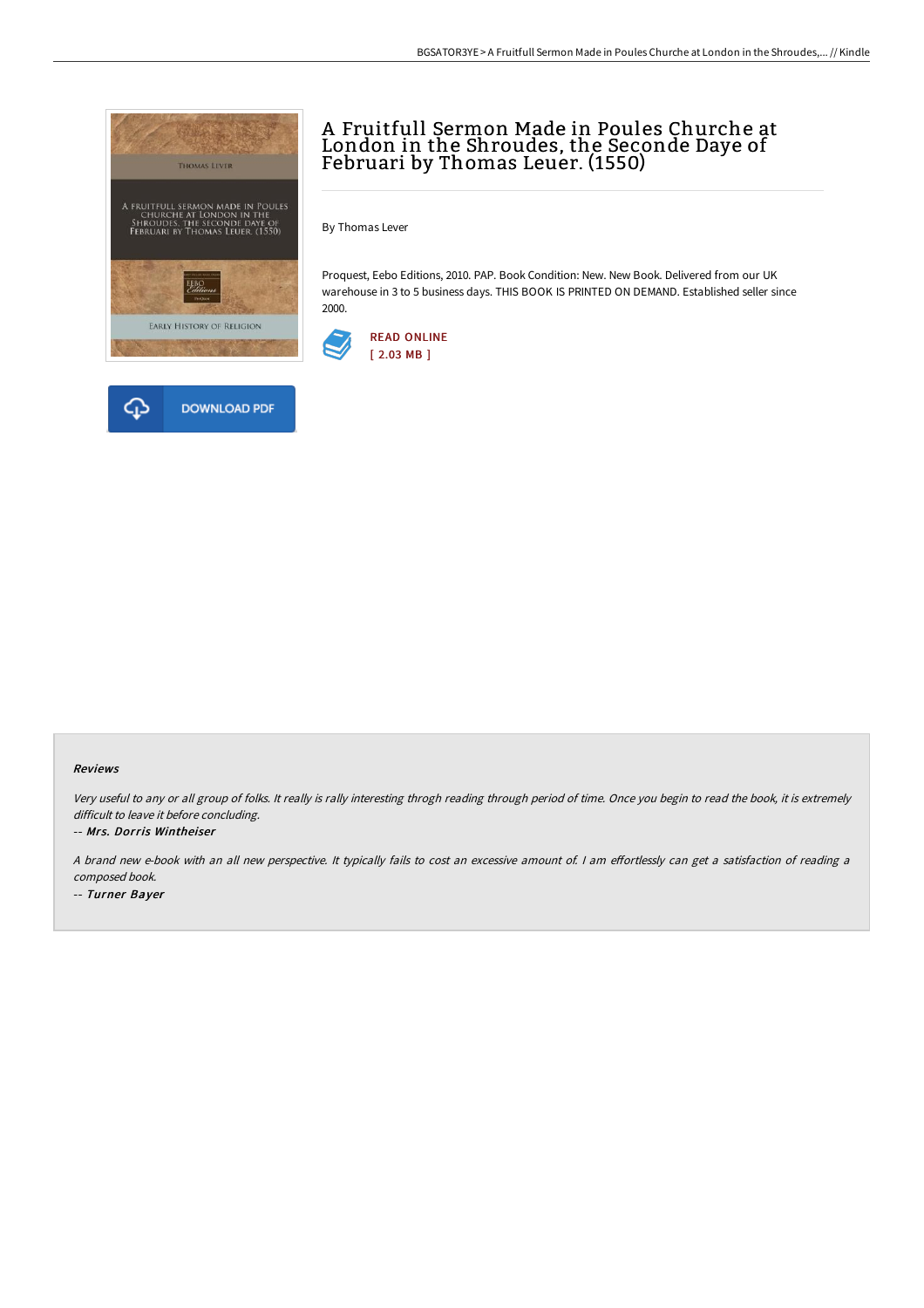# A Fruitfull Sermon Made in Poules Churche at London in the Shroudes, the Seconde Daye of Februari by Thomas Leuer. (1550)

By Thomas Lever

Proquest, Eebo Editions, 2010. PAP. Book Condition: New. New Book. Delivered from our UK warehouse in 3 to 5 business days. THIS BOOK IS PRINTED ON DEMAND. Established seller since 2000.

READ ONLINE
[ 2.03 MB ]

DOWNLOAD PDF

### Reviews

*Very useful to any or all group of folks. It really is rally interesting throgh reading through period of time. Once you begin to read the book, it is extremely difficult to leave it before concluding.*

-- ***Mrs. Dorris Wintheiser***

*A brand new e-book with an all new perspective. It typically fails to cost an excessive amount of. I am effortlessly can get a satisfaction of reading a composed book.*

-- ***Turner Bayer***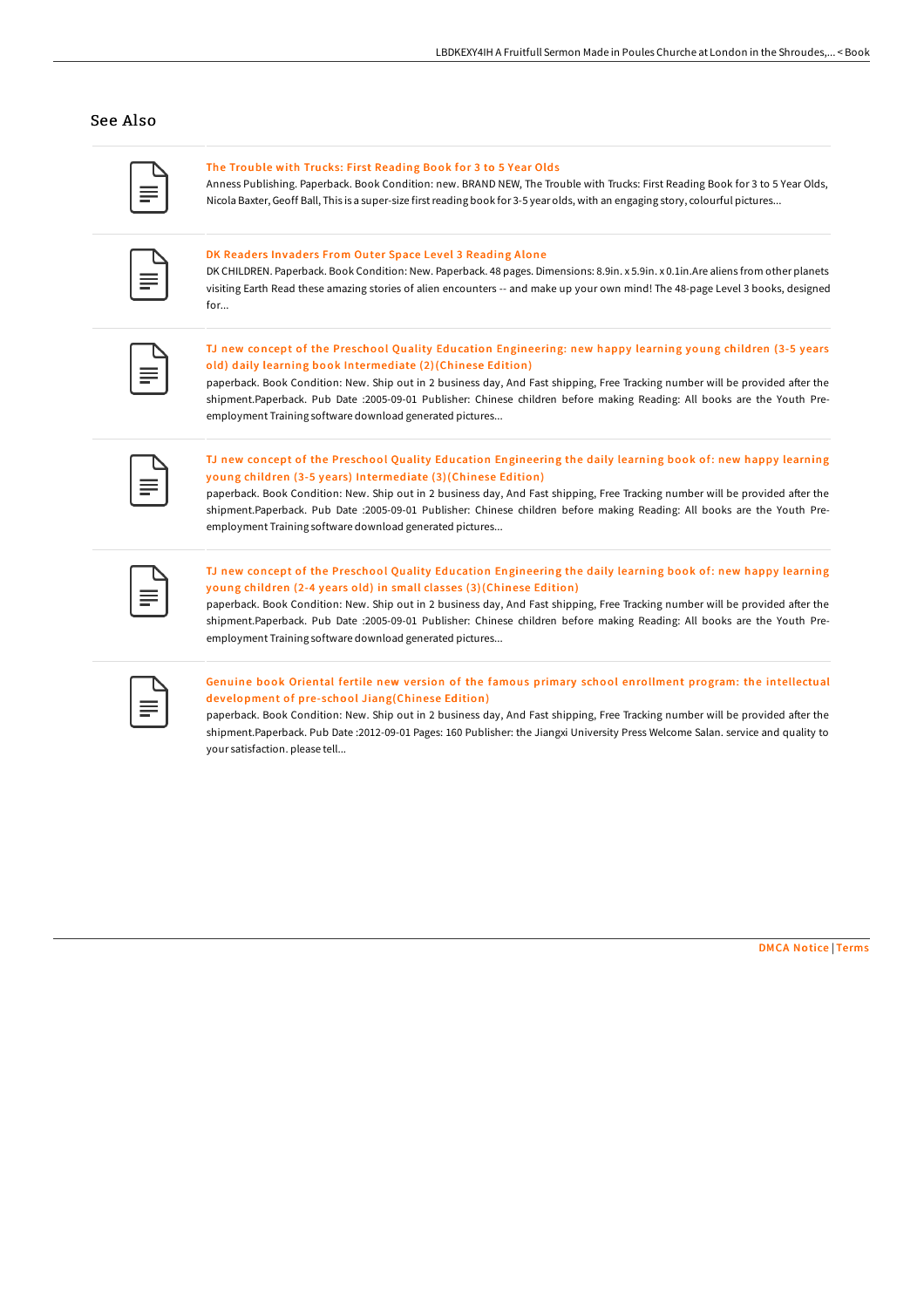## See Also

### The Trouble with Trucks: First Reading Book for 3 to 5 Year Olds

Anness Publishing. Paperback. Book Condition: new. BRAND NEW, The Trouble with Trucks: First Reading Book for 3 to 5 Year Olds, Nicola Baxter, Geoff Ball, This is a super-size first reading book for 3-5 year olds, with an engaging story, colourful pictures...

### DK Readers Invaders From Outer Space Level 3 Reading Alone

DK CHILDREN. Paperback. Book Condition: New. Paperback. 48 pages. Dimensions: 8.9in. x 5.9in. x 0.1in.Are aliens from other planets visiting Earth Read these amazing stories of alien encounters -- and make up your own mind! The 48-page Level 3 books, designed for...

### TJ new concept of the Preschool Quality Education Engineering: new happy learning young children (3-5 years old) daily learning book Intermediate (2)(Chinese Edition)

paperback. Book Condition: New. Ship out in 2 business day, And Fast shipping, Free Tracking number will be provided after the shipment.Paperback. Pub Date :2005-09-01 Publisher: Chinese children before making Reading: All books are the Youth Pre-employment Training software download generated pictures...

### TJ new concept of the Preschool Quality Education Engineering the daily learning book of: new happy learning young children (3-5 years) Intermediate (3)(Chinese Edition)

paperback. Book Condition: New. Ship out in 2 business day, And Fast shipping, Free Tracking number will be provided after the shipment.Paperback. Pub Date :2005-09-01 Publisher: Chinese children before making Reading: All books are the Youth Pre-employment Training software download generated pictures...

### TJ new concept of the Preschool Quality Education Engineering the daily learning book of: new happy learning young children (2-4 years old) in small classes (3)(Chinese Edition)

paperback. Book Condition: New. Ship out in 2 business day, And Fast shipping, Free Tracking number will be provided after the shipment.Paperback. Pub Date :2005-09-01 Publisher: Chinese children before making Reading: All books are the Youth Pre-employment Training software download generated pictures...

### Genuine book Oriental fertile new version of the famous primary school enrollment program: the intellectual development of pre-school Jiang(Chinese Edition)

paperback. Book Condition: New. Ship out in 2 business day, And Fast shipping, Free Tracking number will be provided after the shipment.Paperback. Pub Date :2012-09-01 Pages: 160 Publisher: the Jiangxi University Press Welcome Salan. service and quality to your satisfaction. please tell...